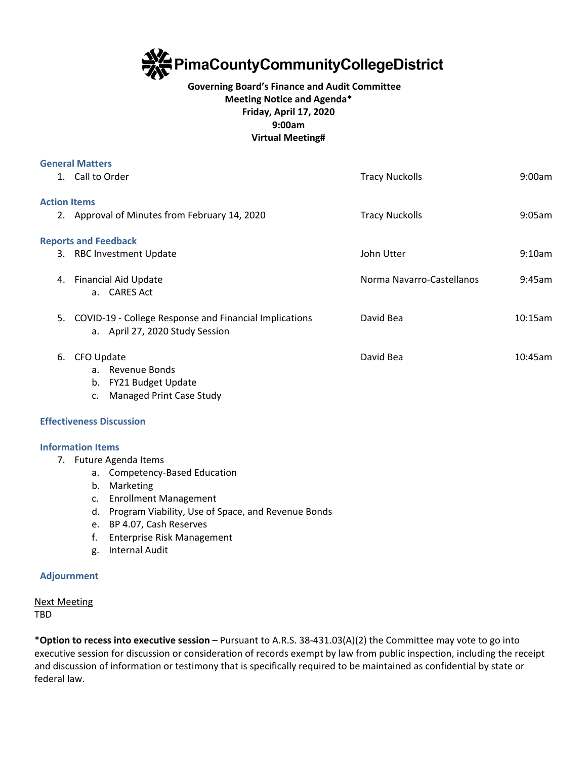# PimaCountyCommunityCollegeDistrict

**Governing Board's Finance and Audit Committee**
**Meeting Notice and Agenda***
**Friday, April 17, 2020**
**9:00am**
**Virtual Meeting#**

## General Matters

| | | |
|---|---|---|
| 1. Call to Order | Tracy Nuckolls | 9:00am |

## Action Items

| | | |
|---|---|---|
| 2. Approval of Minutes from February 14, 2020 | Tracy Nuckolls | 9:05am |

## Reports and Feedback

| | | |
|---|---|---|
| 3. RBC Investment Update | John Utter | 9:10am |
| 4. Financial Aid Update<br>a. CARES Act | Norma Navarro-Castellanos | 9:45am |
| 5. COVID-19 - College Response and Financial Implications<br>a. April 27, 2020 Study Session | David Bea | 10:15am |
| 6. CFO Update<br>a. Revenue Bonds<br>b. FY21 Budget Update<br>c. Managed Print Case Study | David Bea | 10:45am |

## Effectiveness Discussion

## Information Items

7. Future Agenda Items
   a. Competency-Based Education
   b. Marketing
   c. Enrollment Management
   d. Program Viability, Use of Space, and Revenue Bonds
   e. BP 4.07, Cash Reserves
   f. Enterprise Risk Management
   g. Internal Audit

## Adjournment

<u>Next Meeting</u>
TBD

***Option to recess into executive session** – Pursuant to A.R.S. 38-431.03(A)(2) the Committee may vote to go into executive session for discussion or consideration of records exempt by law from public inspection, including the receipt and discussion of information or testimony that is specifically required to be maintained as confidential by state or federal law.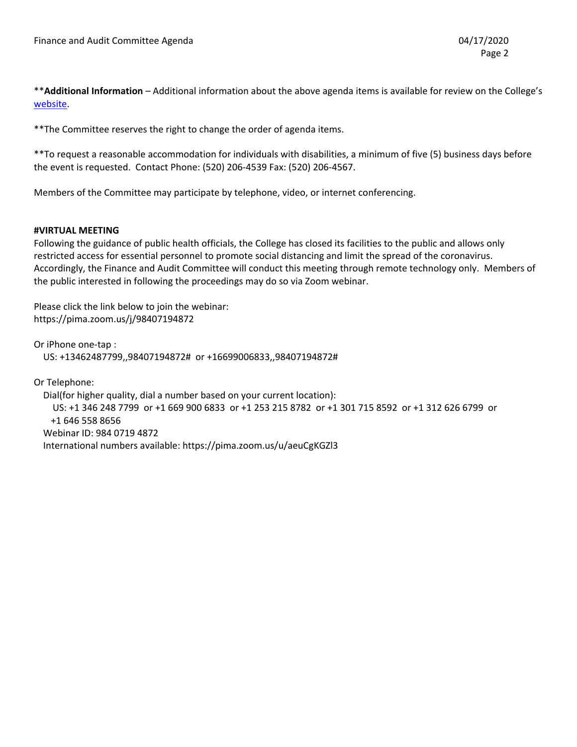**Additional Information** – Additional information about the above agenda items is available for review on the College's website.

**The Committee reserves the right to change the order of agenda items.

**To request a reasonable accommodation for individuals with disabilities, a minimum of five (5) business days before the event is requested. Contact Phone: (520) 206-4539 Fax: (520) 206-4567.

Members of the Committee may participate by telephone, video, or internet conferencing.

**#VIRTUAL MEETING**

Following the guidance of public health officials, the College has closed its facilities to the public and allows only restricted access for essential personnel to promote social distancing and limit the spread of the coronavirus. Accordingly, the Finance and Audit Committee will conduct this meeting through remote technology only. Members of the public interested in following the proceedings may do so via Zoom webinar.

Please click the link below to join the webinar:
https://pima.zoom.us/j/98407194872

Or iPhone one-tap :
US: +13462487799,,98407194872# or +16699006833,,98407194872#

Or Telephone:
Dial(for higher quality, dial a number based on your current location):
US: +1 346 248 7799 or +1 669 900 6833 or +1 253 215 8782 or +1 301 715 8592 or +1 312 626 6799 or +1 646 558 8656
Webinar ID: 984 0719 4872
International numbers available: https://pima.zoom.us/u/aeuCgKGZl3